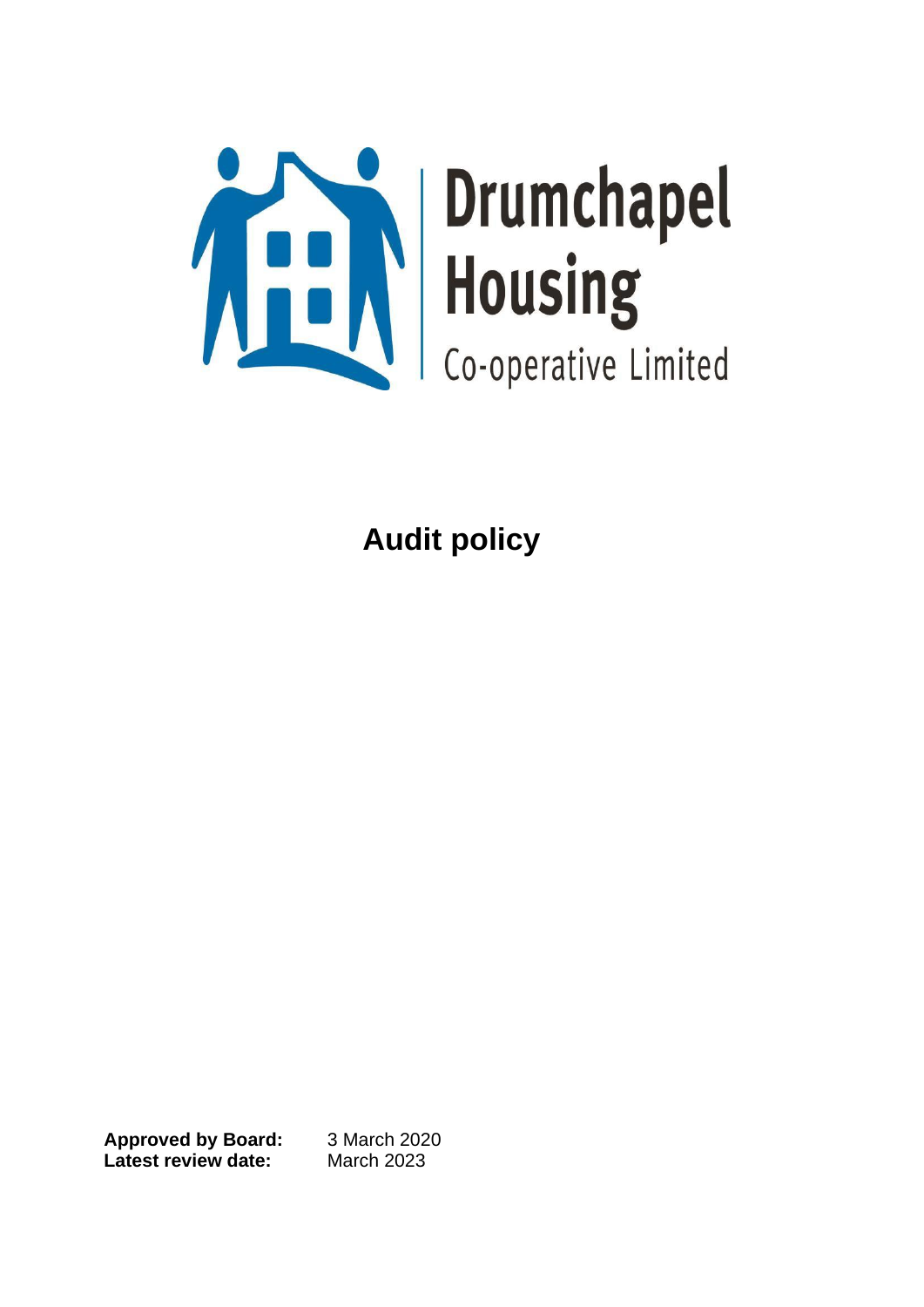Drumchapel Housing Co-operative Limited

# Audit policy

**Approved by Board:** 3 March 2020
**Latest review date:** March 2023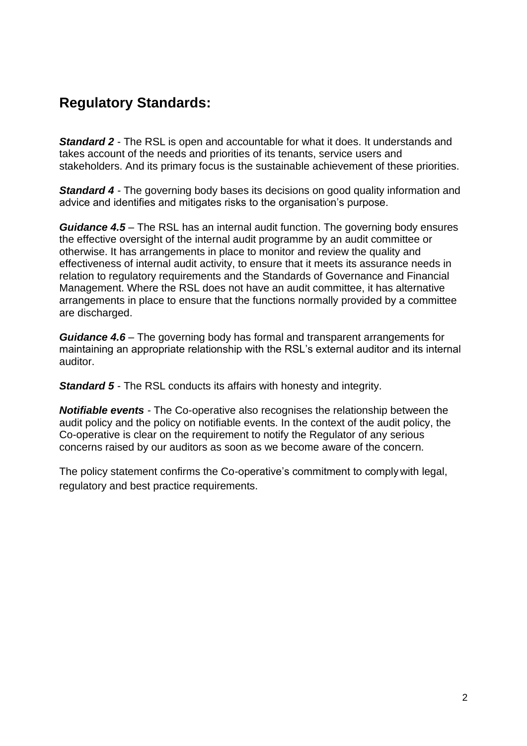## Regulatory Standards:

***Standard 2*** - The RSL is open and accountable for what it does. It understands and takes account of the needs and priorities of its tenants, service users and stakeholders. And its primary focus is the sustainable achievement of these priorities.

***Standard 4*** - The governing body bases its decisions on good quality information and advice and identifies and mitigates risks to the organisation's purpose.

***Guidance 4.5*** – The RSL has an internal audit function. The governing body ensures the effective oversight of the internal audit programme by an audit committee or otherwise. It has arrangements in place to monitor and review the quality and effectiveness of internal audit activity, to ensure that it meets its assurance needs in relation to regulatory requirements and the Standards of Governance and Financial Management. Where the RSL does not have an audit committee, it has alternative arrangements in place to ensure that the functions normally provided by a committee are discharged.

***Guidance 4.6*** – The governing body has formal and transparent arrangements for maintaining an appropriate relationship with the RSL's external auditor and its internal auditor.

***Standard 5*** - The RSL conducts its affairs with honesty and integrity.

***Notifiable events*** - The Co-operative also recognises the relationship between the audit policy and the policy on notifiable events. In the context of the audit policy, the Co-operative is clear on the requirement to notify the Regulator of any serious concerns raised by our auditors as soon as we become aware of the concern.

The policy statement confirms the Co-operative's commitment to comply with legal, regulatory and best practice requirements.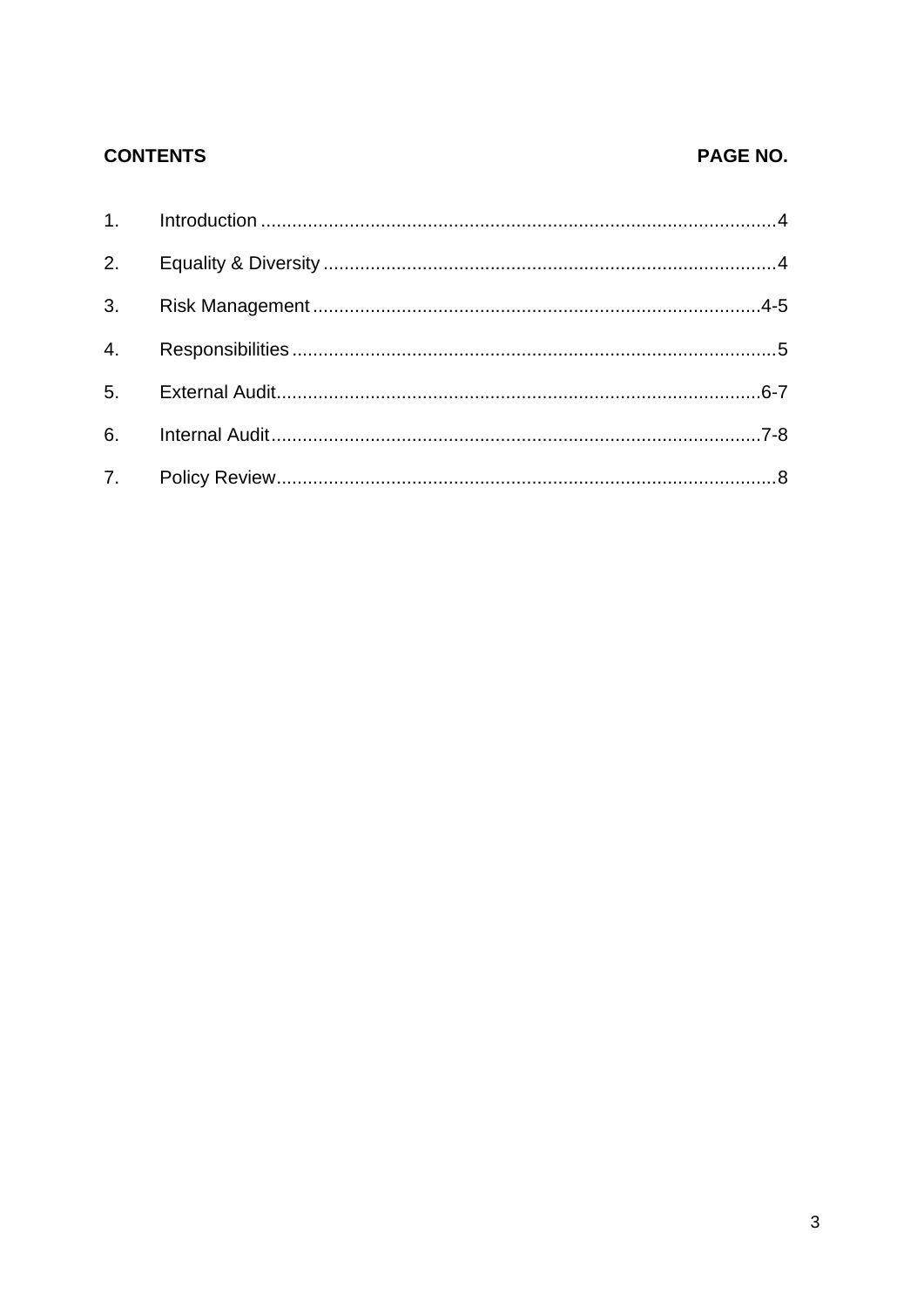| CONTENTS | | PAGE NO. |
|---|---|---|
| 1. | Introduction | 4 |
| 2. | Equality & Diversity | 4 |
| 3. | Risk Management | 4-5 |
| 4. | Responsibilities | 5 |
| 5. | External Audit | 6-7 |
| 6. | Internal Audit | 7-8 |
| 7. | Policy Review | 8 |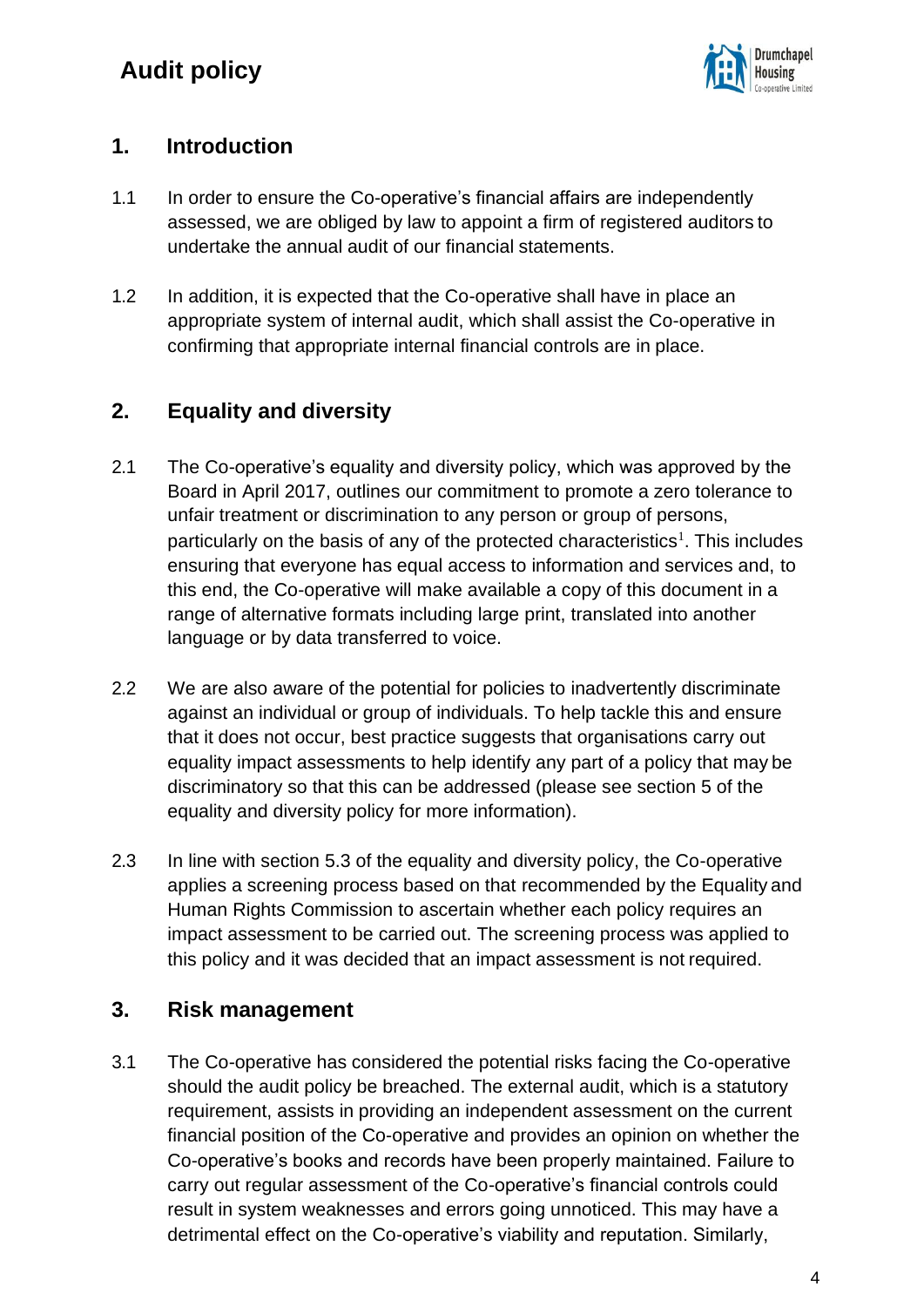# Audit policy

## 1. Introduction

1.1 In order to ensure the Co-operative's financial affairs are independently assessed, we are obliged by law to appoint a firm of registered auditors to undertake the annual audit of our financial statements.

1.2 In addition, it is expected that the Co-operative shall have in place an appropriate system of internal audit, which shall assist the Co-operative in confirming that appropriate internal financial controls are in place.

## 2. Equality and diversity

2.1 The Co-operative's equality and diversity policy, which was approved by the Board in April 2017, outlines our commitment to promote a zero tolerance to unfair treatment or discrimination to any person or group of persons, particularly on the basis of any of the protected characteristics[1]. This includes ensuring that everyone has equal access to information and services and, to this end, the Co-operative will make available a copy of this document in a range of alternative formats including large print, translated into another language or by data transferred to voice.

2.2 We are also aware of the potential for policies to inadvertently discriminate against an individual or group of individuals. To help tackle this and ensure that it does not occur, best practice suggests that organisations carry out equality impact assessments to help identify any part of a policy that may be discriminatory so that this can be addressed (please see section 5 of the equality and diversity policy for more information).

2.3 In line with section 5.3 of the equality and diversity policy, the Co-operative applies a screening process based on that recommended by the Equality and Human Rights Commission to ascertain whether each policy requires an impact assessment to be carried out. The screening process was applied to this policy and it was decided that an impact assessment is not required.

## 3. Risk management

3.1 The Co-operative has considered the potential risks facing the Co-operative should the audit policy be breached. The external audit, which is a statutory requirement, assists in providing an independent assessment on the current financial position of the Co-operative and provides an opinion on whether the Co-operative's books and records have been properly maintained. Failure to carry out regular assessment of the Co-operative's financial controls could result in system weaknesses and errors going unnoticed. This may have a detrimental effect on the Co-operative's viability and reputation. Similarly,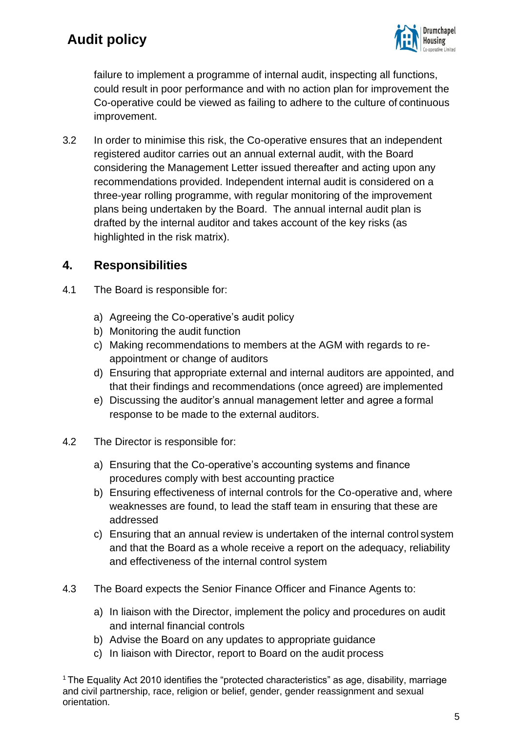failure to implement a programme of internal audit, inspecting all functions, could result in poor performance and with no action plan for improvement the Co-operative could be viewed as failing to adhere to the culture of continuous improvement.

3.2 In order to minimise this risk, the Co-operative ensures that an independent registered auditor carries out an annual external audit, with the Board considering the Management Letter issued thereafter and acting upon any recommendations provided. Independent internal audit is considered on a three-year rolling programme, with regular monitoring of the improvement plans being undertaken by the Board. The annual internal audit plan is drafted by the internal auditor and takes account of the key risks (as highlighted in the risk matrix).

## 4. Responsibilities

4.1 The Board is responsible for:

a) Agreeing the Co-operative's audit policy
b) Monitoring the audit function
c) Making recommendations to members at the AGM with regards to re-appointment or change of auditors
d) Ensuring that appropriate external and internal auditors are appointed, and that their findings and recommendations (once agreed) are implemented
e) Discussing the auditor's annual management letter and agree a formal response to be made to the external auditors.

4.2 The Director is responsible for:

a) Ensuring that the Co-operative's accounting systems and finance procedures comply with best accounting practice
b) Ensuring effectiveness of internal controls for the Co-operative and, where weaknesses are found, to lead the staff team in ensuring that these are addressed
c) Ensuring that an annual review is undertaken of the internal control system and that the Board as a whole receive a report on the adequacy, reliability and effectiveness of the internal control system

4.3 The Board expects the Senior Finance Officer and Finance Agents to:

a) In liaison with the Director, implement the policy and procedures on audit and internal financial controls
b) Advise the Board on any updates to appropriate guidance
c) In liaison with Director, report to Board on the audit process

[1] The Equality Act 2010 identifies the "protected characteristics" as age, disability, marriage and civil partnership, race, religion or belief, gender, gender reassignment and sexual orientation.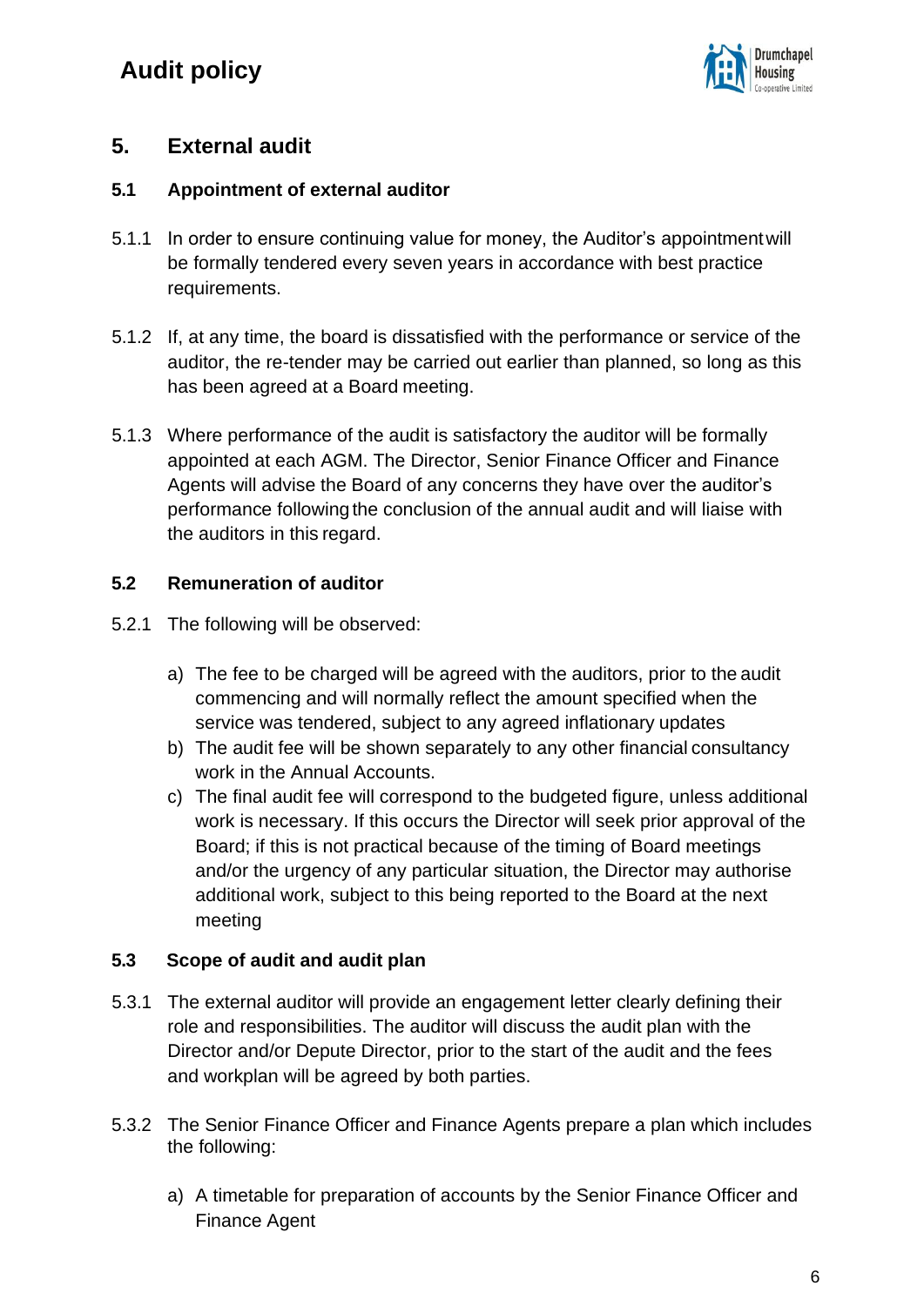## 5. External audit

### 5.1 Appointment of external auditor

5.1.1 In order to ensure continuing value for money, the Auditor's appointment will be formally tendered every seven years in accordance with best practice requirements.

5.1.2 If, at any time, the board is dissatisfied with the performance or service of the auditor, the re-tender may be carried out earlier than planned, so long as this has been agreed at a Board meeting.

5.1.3 Where performance of the audit is satisfactory the auditor will be formally appointed at each AGM. The Director, Senior Finance Officer and Finance Agents will advise the Board of any concerns they have over the auditor's performance following the conclusion of the annual audit and will liaise with the auditors in this regard.

### 5.2 Remuneration of auditor

5.2.1 The following will be observed:

a) The fee to be charged will be agreed with the auditors, prior to the audit commencing and will normally reflect the amount specified when the service was tendered, subject to any agreed inflationary updates
b) The audit fee will be shown separately to any other financial consultancy work in the Annual Accounts.
c) The final audit fee will correspond to the budgeted figure, unless additional work is necessary. If this occurs the Director will seek prior approval of the Board; if this is not practical because of the timing of Board meetings and/or the urgency of any particular situation, the Director may authorise additional work, subject to this being reported to the Board at the next meeting

### 5.3 Scope of audit and audit plan

5.3.1 The external auditor will provide an engagement letter clearly defining their role and responsibilities. The auditor will discuss the audit plan with the Director and/or Depute Director, prior to the start of the audit and the fees and workplan will be agreed by both parties.

5.3.2 The Senior Finance Officer and Finance Agents prepare a plan which includes the following:

a) A timetable for preparation of accounts by the Senior Finance Officer and Finance Agent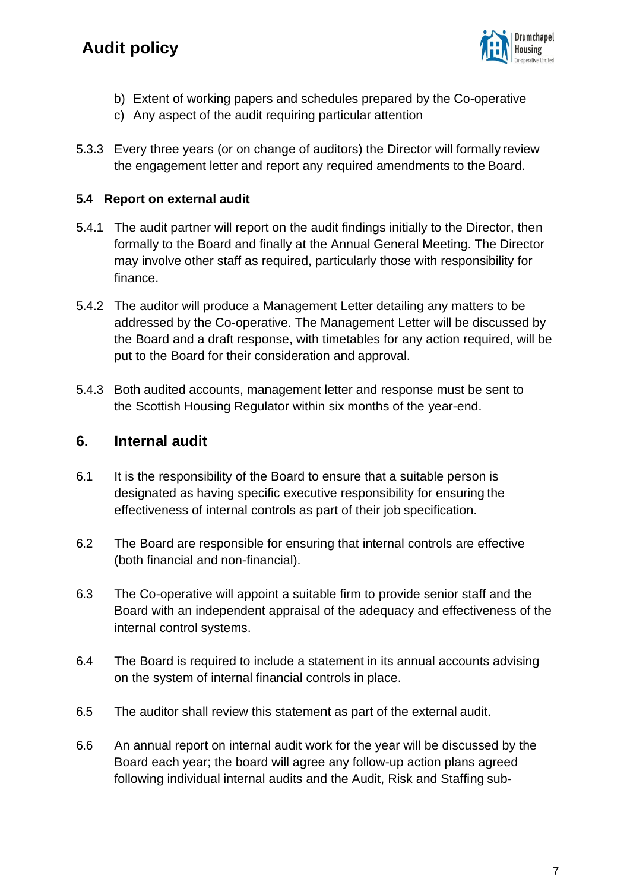b) Extent of working papers and schedules prepared by the Co-operative
c) Any aspect of the audit requiring particular attention

5.3.3 Every three years (or on change of auditors) the Director will formally review the engagement letter and report any required amendments to the Board.

**5.4 Report on external audit**

5.4.1 The audit partner will report on the audit findings initially to the Director, then formally to the Board and finally at the Annual General Meeting. The Director may involve other staff as required, particularly those with responsibility for finance.

5.4.2 The auditor will produce a Management Letter detailing any matters to be addressed by the Co-operative. The Management Letter will be discussed by the Board and a draft response, with timetables for any action required, will be put to the Board for their consideration and approval.

5.4.3 Both audited accounts, management letter and response must be sent to the Scottish Housing Regulator within six months of the year-end.

## 6. Internal audit

6.1 It is the responsibility of the Board to ensure that a suitable person is designated as having specific executive responsibility for ensuring the effectiveness of internal controls as part of their job specification.

6.2 The Board are responsible for ensuring that internal controls are effective (both financial and non-financial).

6.3 The Co-operative will appoint a suitable firm to provide senior staff and the Board with an independent appraisal of the adequacy and effectiveness of the internal control systems.

6.4 The Board is required to include a statement in its annual accounts advising on the system of internal financial controls in place.

6.5 The auditor shall review this statement as part of the external audit.

6.6 An annual report on internal audit work for the year will be discussed by the Board each year; the board will agree any follow-up action plans agreed following individual internal audits and the Audit, Risk and Staffing sub-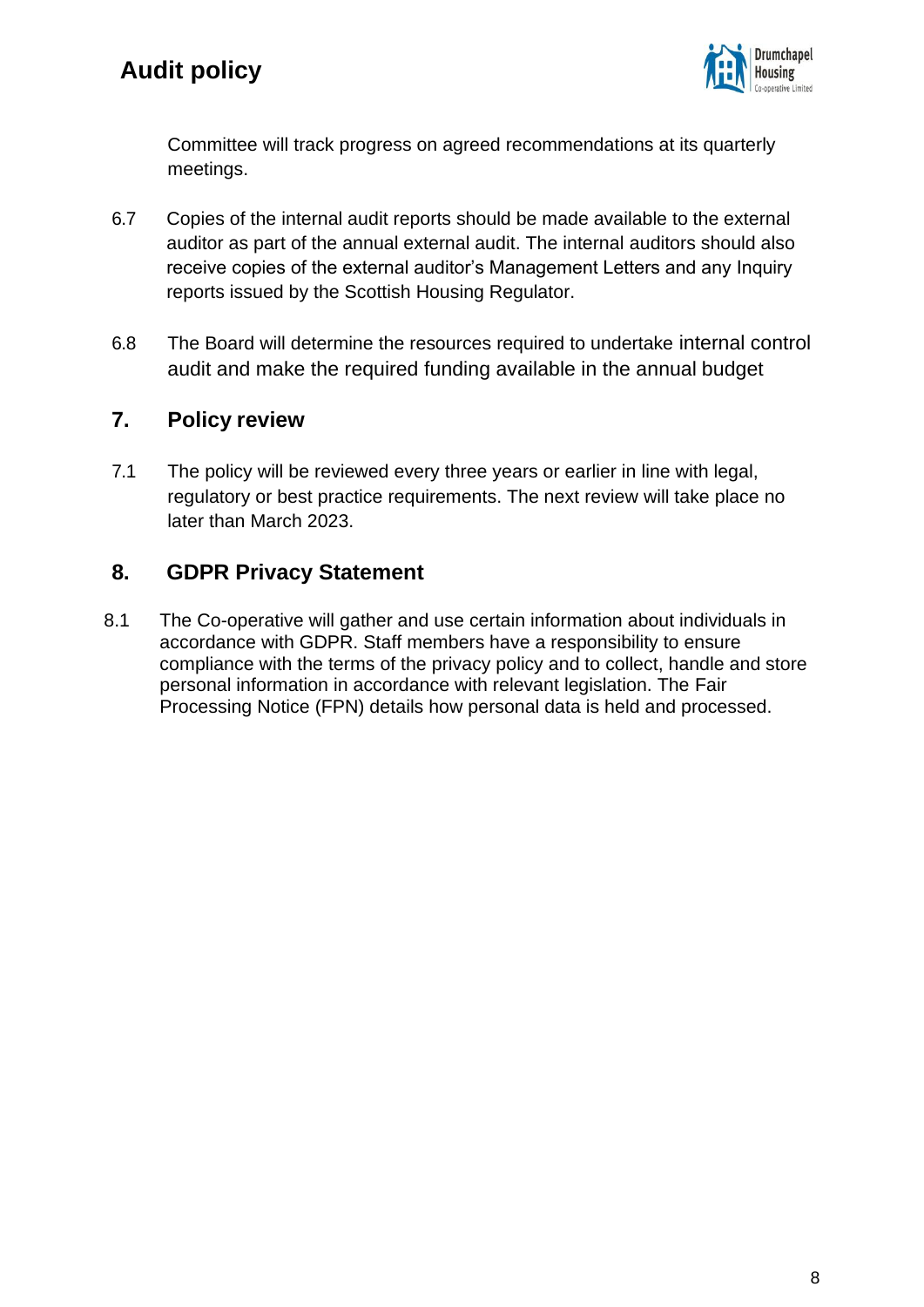Committee will track progress on agreed recommendations at its quarterly meetings.

6.7 Copies of the internal audit reports should be made available to the external auditor as part of the annual external audit. The internal auditors should also receive copies of the external auditor's Management Letters and any Inquiry reports issued by the Scottish Housing Regulator.

6.8 The Board will determine the resources required to undertake internal control audit and make the required funding available in the annual budget

## 7. Policy review

7.1 The policy will be reviewed every three years or earlier in line with legal, regulatory or best practice requirements. The next review will take place no later than March 2023.

## 8. GDPR Privacy Statement

8.1 The Co-operative will gather and use certain information about individuals in accordance with GDPR. Staff members have a responsibility to ensure compliance with the terms of the privacy policy and to collect, handle and store personal information in accordance with relevant legislation. The Fair Processing Notice (FPN) details how personal data is held and processed.